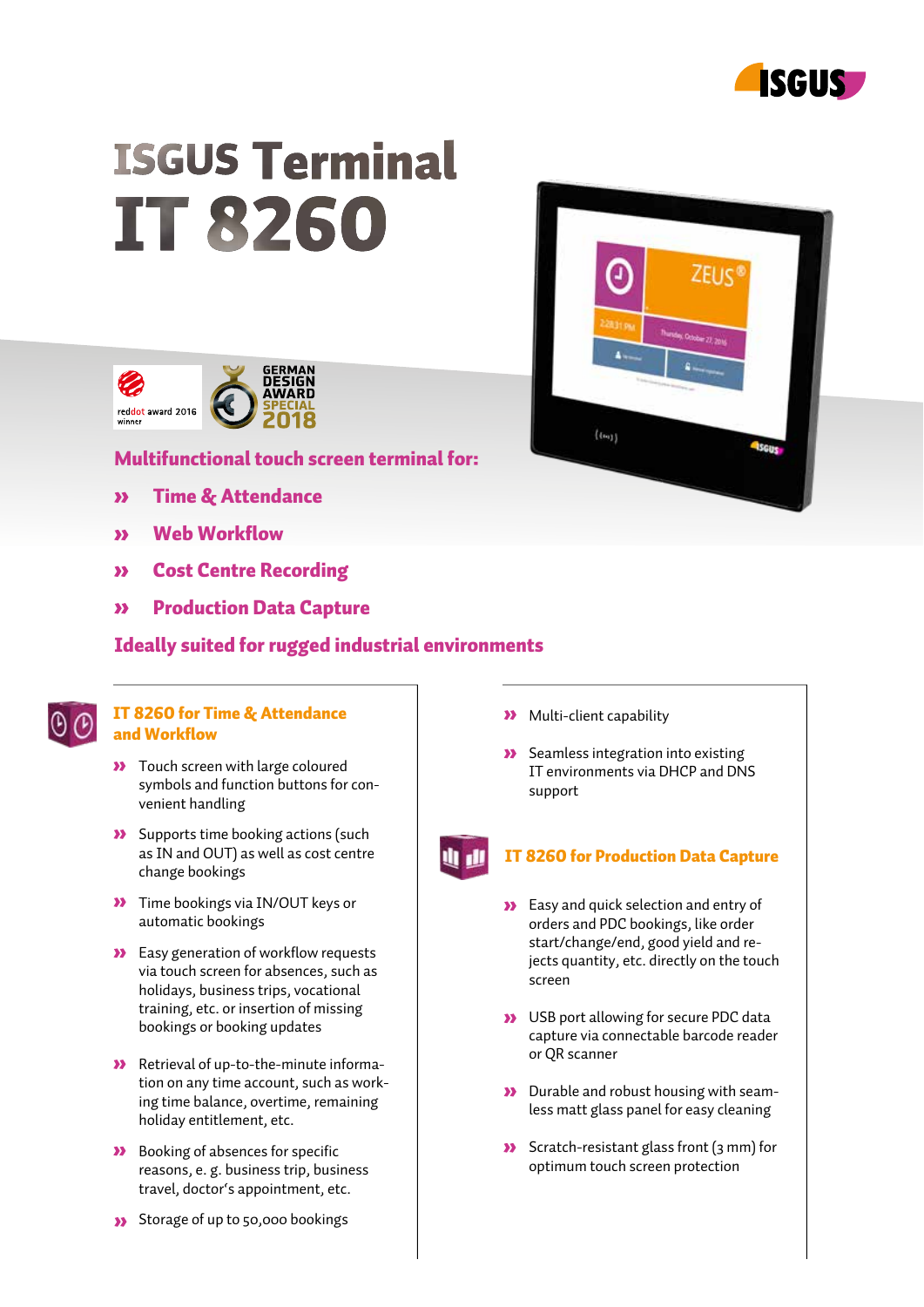# ISGUS Terminal IT 8260

reddot award 2016 winner

GERMAN DESIGN AWARD SPECIAL 2018

**Multifunctional touch screen terminal for:**

- Time & Attendance
- Web Workflow
- Cost Centre Recording
- Production Data Capture

**Ideally suited for rugged industrial environments**

## IT 8260 for Time & Attendance and Workflow

- Touch screen with large coloured symbols and function buttons for convenient handling
- Supports time booking actions (such as IN and OUT) as well as cost centre change bookings
- Time bookings via IN/OUT keys or automatic bookings
- Easy generation of workflow requests via touch screen for absences, such as holidays, business trips, vocational training, etc. or insertion of missing bookings or booking updates
- Retrieval of up-to-the-minute information on any time account, such as working time balance, overtime, remaining holiday entitlement, etc.
- Booking of absences for specific reasons, e. g. business trip, business travel, doctor's appointment, etc.
- Storage of up to 50,000 bookings
- Multi-client capability
- Seamless integration into existing IT environments via DHCP and DNS support

## IT 8260 for Production Data Capture

- Easy and quick selection and entry of orders and PDC bookings, like order start/change/end, good yield and rejects quantity, etc. directly on the touch screen
- USB port allowing for secure PDC data capture via connectable barcode reader or QR scanner
- Durable and robust housing with seamless matt glass panel for easy cleaning
- Scratch-resistant glass front (3 mm) for optimum touch screen protection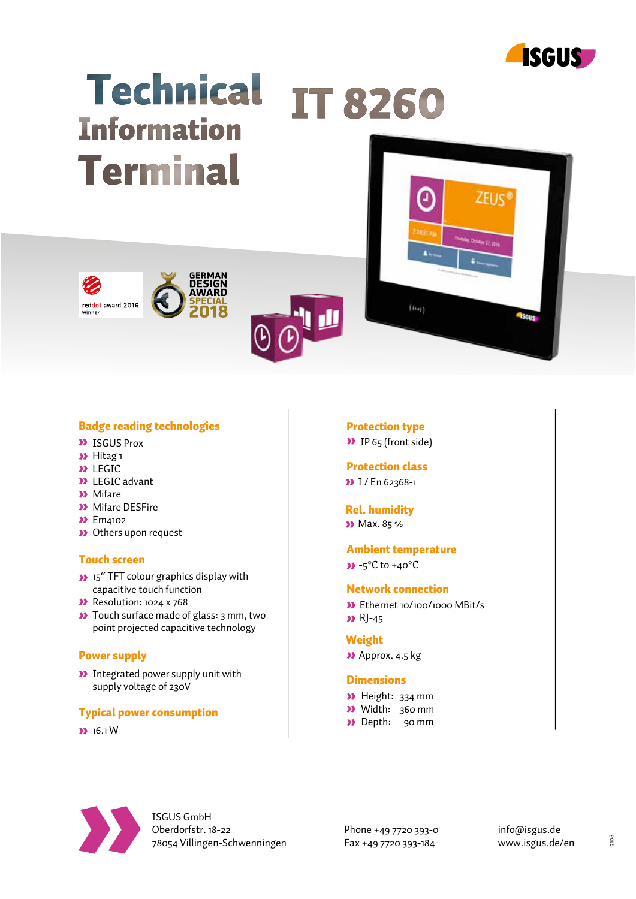# Technical Information Terminal

# IT 8260

reddot award 2016 winner

GERMAN DESIGN AWARD SPECIAL 2018

## Badge reading technologies

- ISGUS Prox
- Hitag 1
- LEGIC
- LEGIC advant
- Mifare
- Mifare DESFire
- Em4102
- Others upon request

## Touch screen

- 15“ TFT colour graphics display with capacitive touch function
- Resolution: 1024 x 768
- Touch surface made of glass: 3 mm, two point projected capacitive technology

## Power supply

- Integrated power supply unit with supply voltage of 230V

## Typical power consumption

- 16.1 W

## Protection type

- IP 65 (front side)

## Protection class

- I / En 62368-1

## Rel. humidity

- Max. 85 %

## Ambient temperature

- -5°C to +40°C

## Network connection

- Ethernet 10/100/1000 MBit/s
- RJ-45

## Weight

- Approx. 4.5 kg

## Dimensions

- Height: 334 mm
- Width: 360 mm
- Depth: 90 mm

ISGUS GmbH
Oberdorfstr. 18-22
78054 Villingen-Schwenningen

Phone +49 7720 393-0
Fax +49 7720 393-184

info@isgus.de
www.isgus.de/en

2108